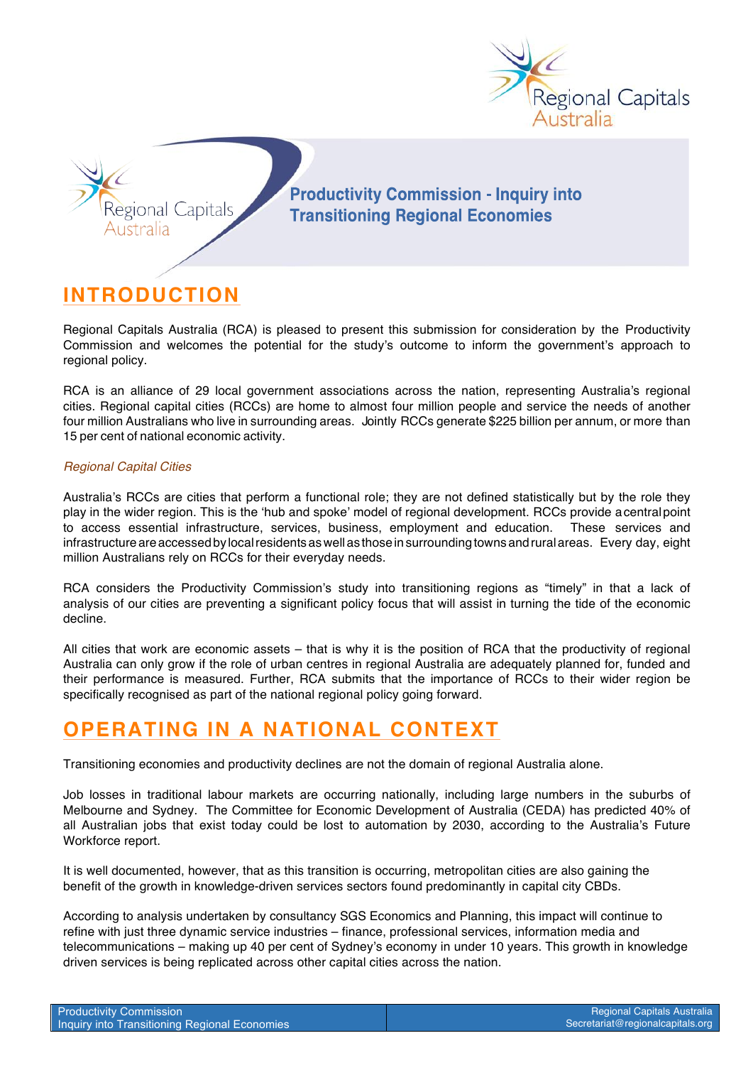# Productivity Commission - Inquiry into Transitioning Regional Economies

## INTRODUCTION

Regional Capitals Australia (RCA) is pleased to present this submission for consideration by the Productivity Commission and welcomes the potential for the study's outcome to inform the government's approach to regional policy.

RCA is an alliance of 29 local government associations across the nation, representing Australia's regional cities. Regional capital cities (RCCs) are home to almost four million people and service the needs of another four million Australians who live in surrounding areas. Jointly RCCs generate $225 billion per annum, or more than 15 per cent of national economic activity.

*Regional Capital Cities*

Australia's RCCs are cities that perform a functional role; they are not defined statistically but by the role they play in the wider region. This is the 'hub and spoke' model of regional development. RCCs provide a central point to access essential infrastructure, services, business, employment and education. These services and infrastructure are accessed by local residents as well as those in surrounding towns and rural areas. Every day, eight million Australians rely on RCCs for their everyday needs.

RCA considers the Productivity Commission's study into transitioning regions as "timely" in that a lack of analysis of our cities are preventing a significant policy focus that will assist in turning the tide of the economic decline.

All cities that work are economic assets – that is why it is the position of RCA that the productivity of regional Australia can only grow if the role of urban centres in regional Australia are adequately planned for, funded and their performance is measured. Further, RCA submits that the importance of RCCs to their wider region be specifically recognised as part of the national regional policy going forward.

## OPERATING IN A NATIONAL CONTEXT

Transitioning economies and productivity declines are not the domain of regional Australia alone.

Job losses in traditional labour markets are occurring nationally, including large numbers in the suburbs of Melbourne and Sydney. The Committee for Economic Development of Australia (CEDA) has predicted 40% of all Australian jobs that exist today could be lost to automation by 2030, according to the Australia's Future Workforce report.

It is well documented, however, that as this transition is occurring, metropolitan cities are also gaining the benefit of the growth in knowledge-driven services sectors found predominantly in capital city CBDs.

According to analysis undertaken by consultancy SGS Economics and Planning, this impact will continue to refine with just three dynamic service industries – finance, professional services, information media and telecommunications – making up 40 per cent of Sydney's economy in under 10 years. This growth in knowledge driven services is being replicated across other capital cities across the nation.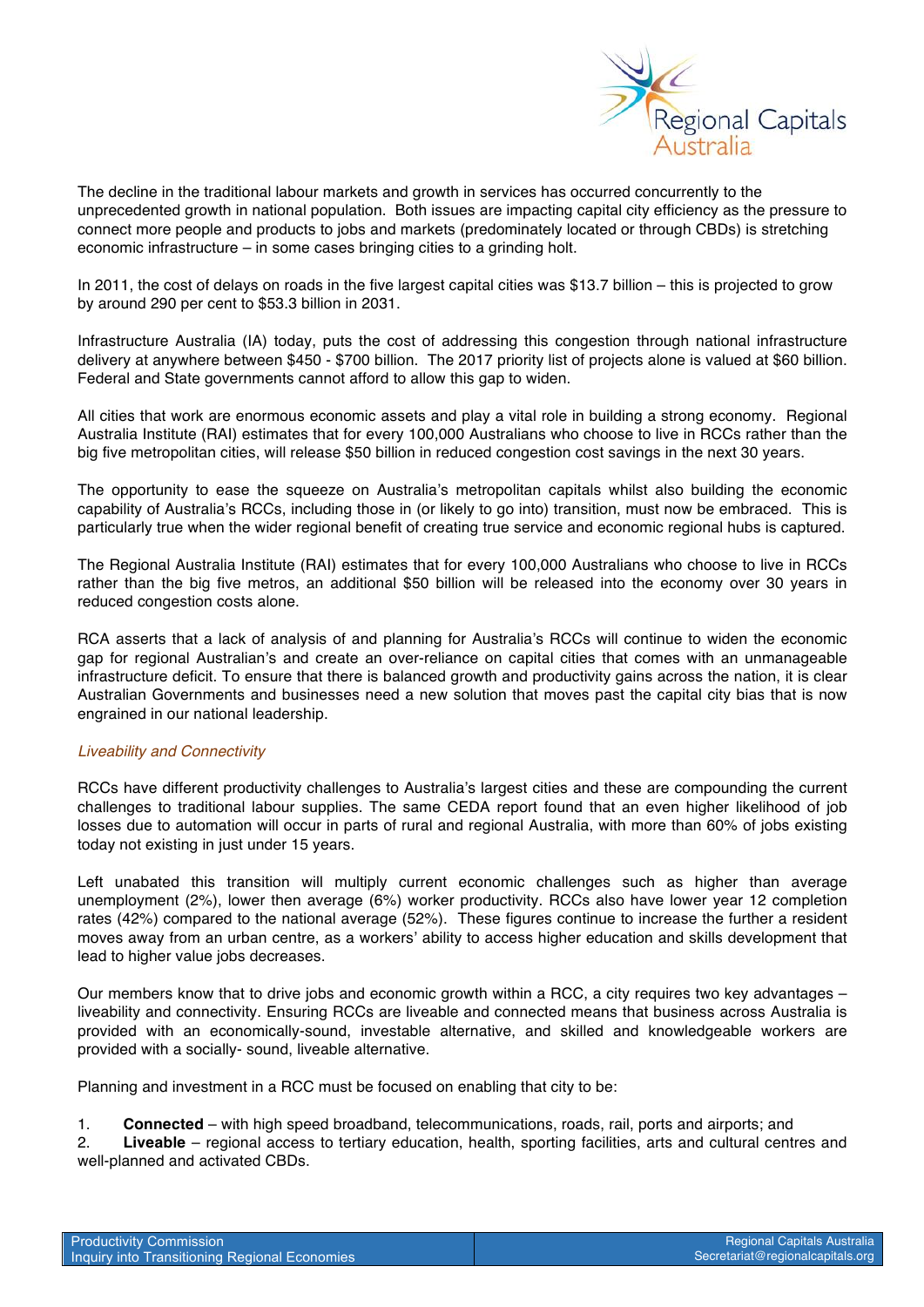The decline in the traditional labour markets and growth in services has occurred concurrently to the unprecedented growth in national population. Both issues are impacting capital city efficiency as the pressure to connect more people and products to jobs and markets (predominately located or through CBDs) is stretching economic infrastructure – in some cases bringing cities to a grinding holt.

In 2011, the cost of delays on roads in the five largest capital cities was $13.7 billion – this is projected to grow by around 290 per cent to $53.3 billion in 2031.

Infrastructure Australia (IA) today, puts the cost of addressing this congestion through national infrastructure delivery at anywhere between $450 - $700 billion. The 2017 priority list of projects alone is valued at $60 billion. Federal and State governments cannot afford to allow this gap to widen.

All cities that work are enormous economic assets and play a vital role in building a strong economy. Regional Australia Institute (RAI) estimates that for every 100,000 Australians who choose to live in RCCs rather than the big five metropolitan cities, will release $50 billion in reduced congestion cost savings in the next 30 years.

The opportunity to ease the squeeze on Australia's metropolitan capitals whilst also building the economic capability of Australia's RCCs, including those in (or likely to go into) transition, must now be embraced. This is particularly true when the wider regional benefit of creating true service and economic regional hubs is captured.

The Regional Australia Institute (RAI) estimates that for every 100,000 Australians who choose to live in RCCs rather than the big five metros, an additional $50 billion will be released into the economy over 30 years in reduced congestion costs alone.

RCA asserts that a lack of analysis of and planning for Australia's RCCs will continue to widen the economic gap for regional Australian's and create an over-reliance on capital cities that comes with an unmanageable infrastructure deficit. To ensure that there is balanced growth and productivity gains across the nation, it is clear Australian Governments and businesses need a new solution that moves past the capital city bias that is now engrained in our national leadership.

*Liveability and Connectivity*

RCCs have different productivity challenges to Australia's largest cities and these are compounding the current challenges to traditional labour supplies. The same CEDA report found that an even higher likelihood of job losses due to automation will occur in parts of rural and regional Australia, with more than 60% of jobs existing today not existing in just under 15 years.

Left unabated this transition will multiply current economic challenges such as higher than average unemployment (2%), lower then average (6%) worker productivity. RCCs also have lower year 12 completion rates (42%) compared to the national average (52%). These figures continue to increase the further a resident moves away from an urban centre, as a workers' ability to access higher education and skills development that lead to higher value jobs decreases.

Our members know that to drive jobs and economic growth within a RCC, a city requires two key advantages – liveability and connectivity. Ensuring RCCs are liveable and connected means that business across Australia is provided with an economically-sound, investable alternative, and skilled and knowledgeable workers are provided with a socially- sound, liveable alternative.

Planning and investment in a RCC must be focused on enabling that city to be:

1. **Connected** – with high speed broadband, telecommunications, roads, rail, ports and airports; and
2. **Liveable** – regional access to tertiary education, health, sporting facilities, arts and cultural centres and well-planned and activated CBDs.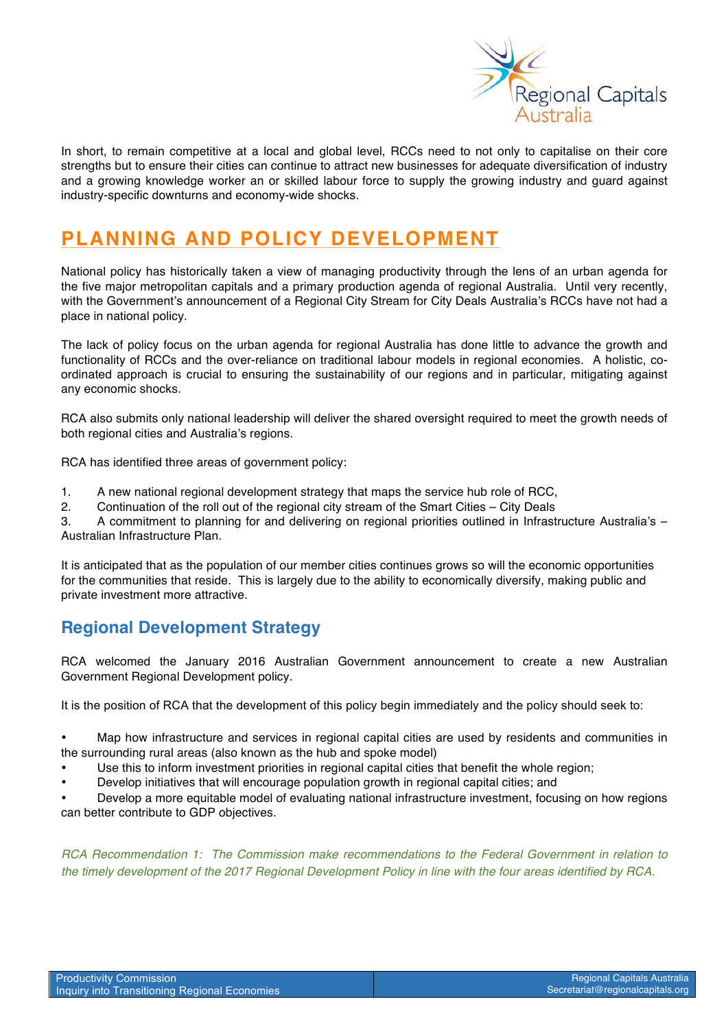In short, to remain competitive at a local and global level, RCCs need to not only to capitalise on their core strengths but to ensure their cities can continue to attract new businesses for adequate diversification of industry and a growing knowledge worker an or skilled labour force to supply the growing industry and guard against industry-specific downturns and economy-wide shocks.

# PLANNING AND POLICY DEVELOPMENT

National policy has historically taken a view of managing productivity through the lens of an urban agenda for the five major metropolitan capitals and a primary production agenda of regional Australia. Until very recently, with the Government's announcement of a Regional City Stream for City Deals Australia's RCCs have not had a place in national policy.

The lack of policy focus on the urban agenda for regional Australia has done little to advance the growth and functionality of RCCs and the over-reliance on traditional labour models in regional economies. A holistic, co-ordinated approach is crucial to ensuring the sustainability of our regions and in particular, mitigating against any economic shocks.

RCA also submits only national leadership will deliver the shared oversight required to meet the growth needs of both regional cities and Australia's regions.

RCA has identified three areas of government policy:

1. A new national regional development strategy that maps the service hub role of RCC,
2. Continuation of the roll out of the regional city stream of the Smart Cities – City Deals
3. A commitment to planning for and delivering on regional priorities outlined in Infrastructure Australia's – Australian Infrastructure Plan.

It is anticipated that as the population of our member cities continues grows so will the economic opportunities for the communities that reside. This is largely due to the ability to economically diversify, making public and private investment more attractive.

## Regional Development Strategy

RCA welcomed the January 2016 Australian Government announcement to create a new Australian Government Regional Development policy.

It is the position of RCA that the development of this policy begin immediately and the policy should seek to:

- Map how infrastructure and services in regional capital cities are used by residents and communities in the surrounding rural areas (also known as the hub and spoke model)
- Use this to inform investment priorities in regional capital cities that benefit the whole region;
- Develop initiatives that will encourage population growth in regional capital cities; and
- Develop a more equitable model of evaluating national infrastructure investment, focusing on how regions can better contribute to GDP objectives.

*RCA Recommendation 1: The Commission make recommendations to the Federal Government in relation to the timely development of the 2017 Regional Development Policy in line with the four areas identified by RCA.*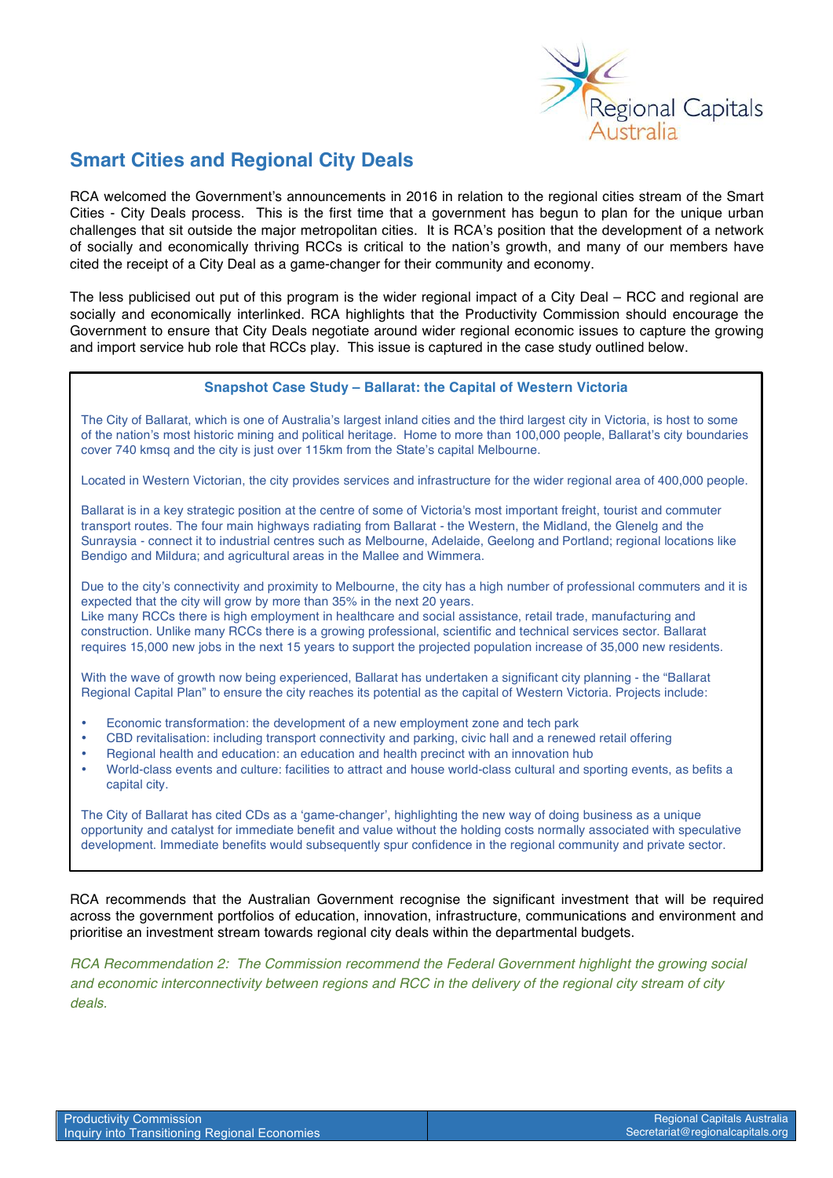## Smart Cities and Regional City Deals

RCA welcomed the Government's announcements in 2016 in relation to the regional cities stream of the Smart Cities - City Deals process. This is the first time that a government has begun to plan for the unique urban challenges that sit outside the major metropolitan cities. It is RCA's position that the development of a network of socially and economically thriving RCCs is critical to the nation's growth, and many of our members have cited the receipt of a City Deal as a game-changer for their community and economy.

The less publicised out put of this program is the wider regional impact of a City Deal – RCC and regional are socially and economically interlinked. RCA highlights that the Productivity Commission should encourage the Government to ensure that City Deals negotiate around wider regional economic issues to capture the growing and import service hub role that RCCs play. This issue is captured in the case study outlined below.

**Snapshot Case Study – Ballarat: the Capital of Western Victoria**

The City of Ballarat, which is one of Australia's largest inland cities and the third largest city in Victoria, is host to some of the nation's most historic mining and political heritage. Home to more than 100,000 people, Ballarat's city boundaries cover 740 kmsq and the city is just over 115km from the State's capital Melbourne.

Located in Western Victorian, the city provides services and infrastructure for the wider regional area of 400,000 people.

Ballarat is in a key strategic position at the centre of some of Victoria's most important freight, tourist and commuter transport routes. The four main highways radiating from Ballarat - the Western, the Midland, the Glenelg and the Sunraysia - connect it to industrial centres such as Melbourne, Adelaide, Geelong and Portland; regional locations like Bendigo and Mildura; and agricultural areas in the Mallee and Wimmera.

Due to the city's connectivity and proximity to Melbourne, the city has a high number of professional commuters and it is expected that the city will grow by more than 35% in the next 20 years.
Like many RCCs there is high employment in healthcare and social assistance, retail trade, manufacturing and construction. Unlike many RCCs there is a growing professional, scientific and technical services sector. Ballarat requires 15,000 new jobs in the next 15 years to support the projected population increase of 35,000 new residents.

With the wave of growth now being experienced, Ballarat has undertaken a significant city planning - the "Ballarat Regional Capital Plan" to ensure the city reaches its potential as the capital of Western Victoria. Projects include:

- Economic transformation: the development of a new employment zone and tech park
- CBD revitalisation: including transport connectivity and parking, civic hall and a renewed retail offering
- Regional health and education: an education and health precinct with an innovation hub
- World-class events and culture: facilities to attract and house world-class cultural and sporting events, as befits a capital city.

The City of Ballarat has cited CDs as a 'game-changer', highlighting the new way of doing business as a unique opportunity and catalyst for immediate benefit and value without the holding costs normally associated with speculative development. Immediate benefits would subsequently spur confidence in the regional community and private sector.

RCA recommends that the Australian Government recognise the significant investment that will be required across the government portfolios of education, innovation, infrastructure, communications and environment and prioritise an investment stream towards regional city deals within the departmental budgets.

*RCA Recommendation 2: The Commission recommend the Federal Government highlight the growing social and economic interconnectivity between regions and RCC in the delivery of the regional city stream of city deals.*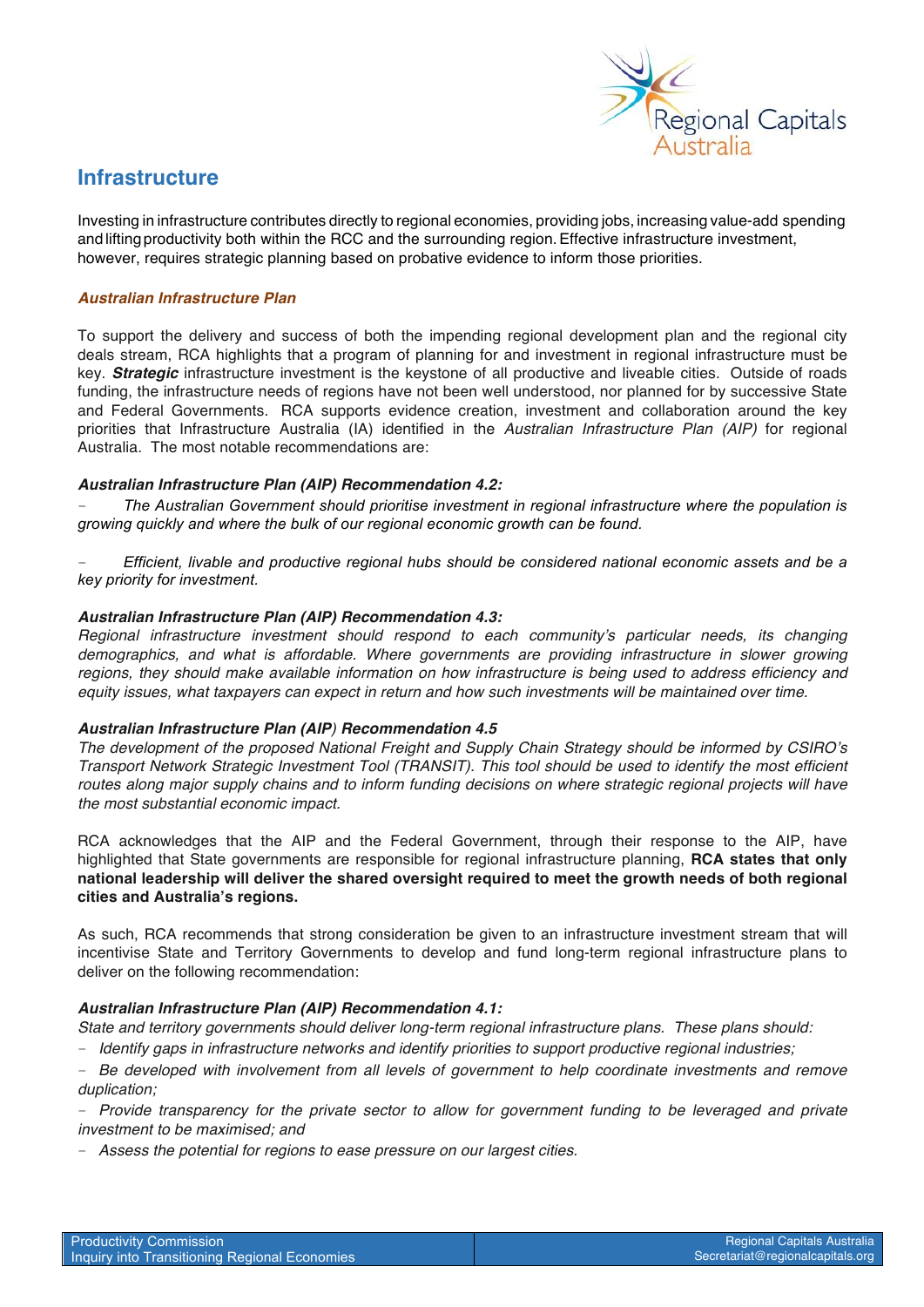## Infrastructure

Investing in infrastructure contributes directly to regional economies, providing jobs, increasing value-add spending and lifting productivity both within the RCC and the surrounding region. Effective infrastructure investment, however, requires strategic planning based on probative evidence to inform those priorities.

### *Australian Infrastructure Plan*

To support the delivery and success of both the impending regional development plan and the regional city deals stream, RCA highlights that a program of planning for and investment in regional infrastructure must be key. ***Strategic*** infrastructure investment is the keystone of all productive and liveable cities. Outside of roads funding, the infrastructure needs of regions have not been well understood, nor planned for by successive State and Federal Governments. RCA supports evidence creation, investment and collaboration around the key priorities that Infrastructure Australia (IA) identified in the *Australian Infrastructure Plan (AIP)* for regional Australia. The most notable recommendations are:

***Australian Infrastructure Plan (AIP) Recommendation 4.2:***

- *The Australian Government should prioritise investment in regional infrastructure where the population is growing quickly and where the bulk of our regional economic growth can be found.*

- *Efficient, livable and productive regional hubs should be considered national economic assets and be a key priority for investment.*

***Australian Infrastructure Plan (AIP) Recommendation 4.3:***
*Regional infrastructure investment should respond to each community's particular needs, its changing demographics, and what is affordable. Where governments are providing infrastructure in slower growing regions, they should make available information on how infrastructure is being used to address efficiency and equity issues, what taxpayers can expect in return and how such investments will be maintained over time.*

***Australian Infrastructure Plan (AIP) Recommendation 4.5***
*The development of the proposed National Freight and Supply Chain Strategy should be informed by CSIRO's Transport Network Strategic Investment Tool (TRANSIT). This tool should be used to identify the most efficient routes along major supply chains and to inform funding decisions on where strategic regional projects will have the most substantial economic impact.*

RCA acknowledges that the AIP and the Federal Government, through their response to the AIP, have highlighted that State governments are responsible for regional infrastructure planning, **RCA states that only national leadership will deliver the shared oversight required to meet the growth needs of both regional cities and Australia's regions.**

As such, RCA recommends that strong consideration be given to an infrastructure investment stream that will incentivise State and Territory Governments to develop and fund long-term regional infrastructure plans to deliver on the following recommendation:

***Australian Infrastructure Plan (AIP) Recommendation 4.1:***
*State and territory governments should deliver long-term regional infrastructure plans. These plans should:*

- *Identify gaps in infrastructure networks and identify priorities to support productive regional industries;*
- *Be developed with involvement from all levels of government to help coordinate investments and remove duplication;*
- *Provide transparency for the private sector to allow for government funding to be leveraged and private investment to be maximised; and*
- *Assess the potential for regions to ease pressure on our largest cities.*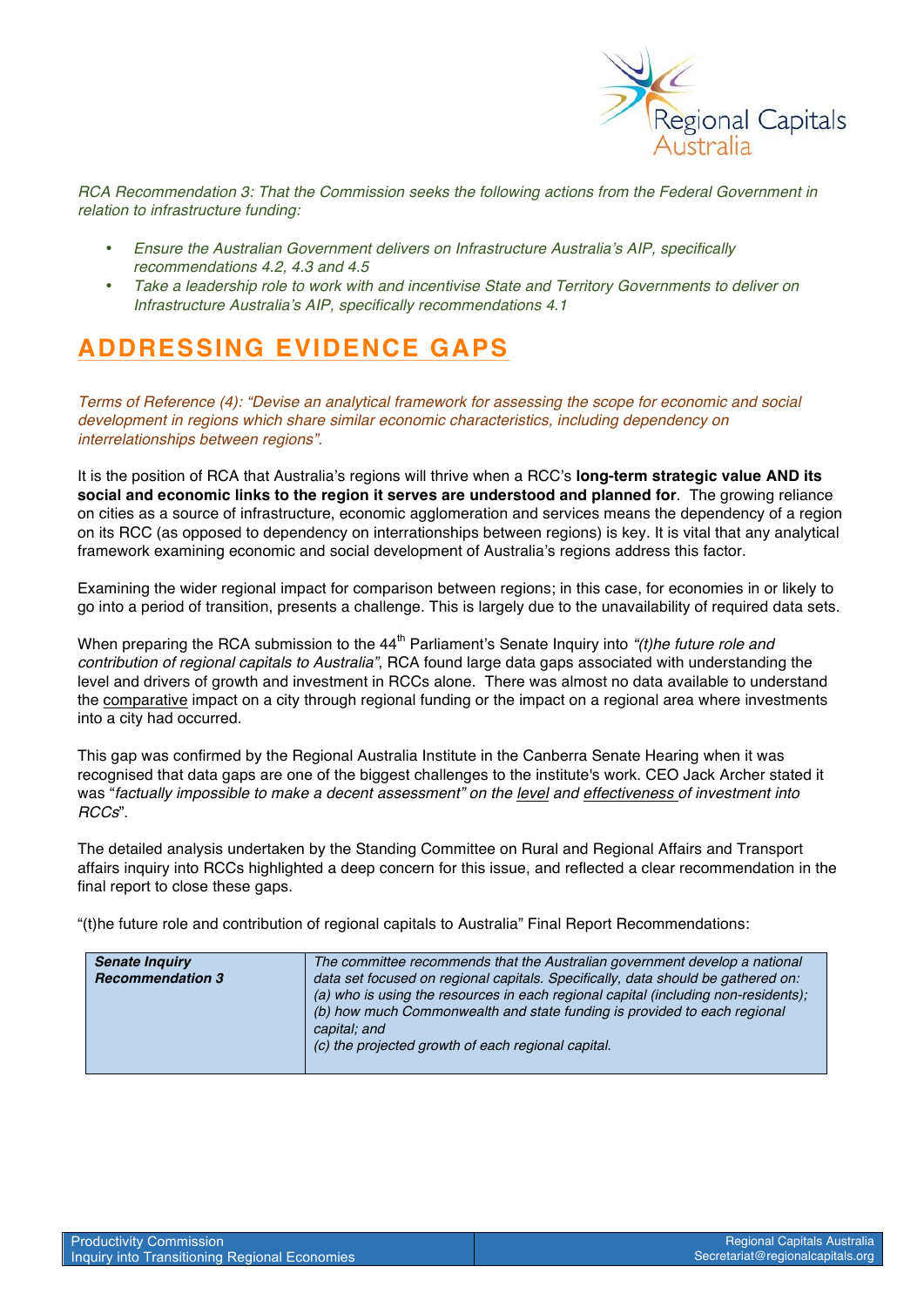*RCA Recommendation 3: That the Commission seeks the following actions from the Federal Government in relation to infrastructure funding:*

- *Ensure the Australian Government delivers on Infrastructure Australia's AIP, specifically recommendations 4.2, 4.3 and 4.5*
- *Take a leadership role to work with and incentivise State and Territory Governments to deliver on Infrastructure Australia's AIP, specifically recommendations 4.1*

## ADDRESSING EVIDENCE GAPS

*Terms of Reference (4): "Devise an analytical framework for assessing the scope for economic and social development in regions which share similar economic characteristics, including dependency on interrelationships between regions".*

It is the position of RCA that Australia's regions will thrive when a RCC's **long-term strategic value AND its social and economic links to the region it serves are understood and planned for**. The growing reliance on cities as a source of infrastructure, economic agglomeration and services means the dependency of a region on its RCC (as opposed to dependency on interrationships between regions) is key. It is vital that any analytical framework examining economic and social development of Australia's regions address this factor.

Examining the wider regional impact for comparison between regions; in this case, for economies in or likely to go into a period of transition, presents a challenge. This is largely due to the unavailability of required data sets.

When preparing the RCA submission to the 44th Parliament's Senate Inquiry into *"(t)he future role and contribution of regional capitals to Australia"*, RCA found large data gaps associated with understanding the level and drivers of growth and investment in RCCs alone. There was almost no data available to understand the comparative impact on a city through regional funding or the impact on a regional area where investments into a city had occurred.

This gap was confirmed by the Regional Australia Institute in the Canberra Senate Hearing when it was recognised that data gaps are one of the biggest challenges to the institute's work. CEO Jack Archer stated it was "*factually impossible to make a decent assessment" on the level and effectiveness of investment into RCCs*".

The detailed analysis undertaken by the Standing Committee on Rural and Regional Affairs and Transport affairs inquiry into RCCs highlighted a deep concern for this issue, and reflected a clear recommendation in the final report to close these gaps.

"(t)he future role and contribution of regional capitals to Australia" Final Report Recommendations:

| | |
|---|---|
| ***Senate Inquiry Recommendation 3*** | *The committee recommends that the Australian government develop a national data set focused on regional capitals. Specifically, data should be gathered on: (a) who is using the resources in each regional capital (including non-residents); (b) how much Commonwealth and state funding is provided to each regional capital; and (c) the projected growth of each regional capital.* |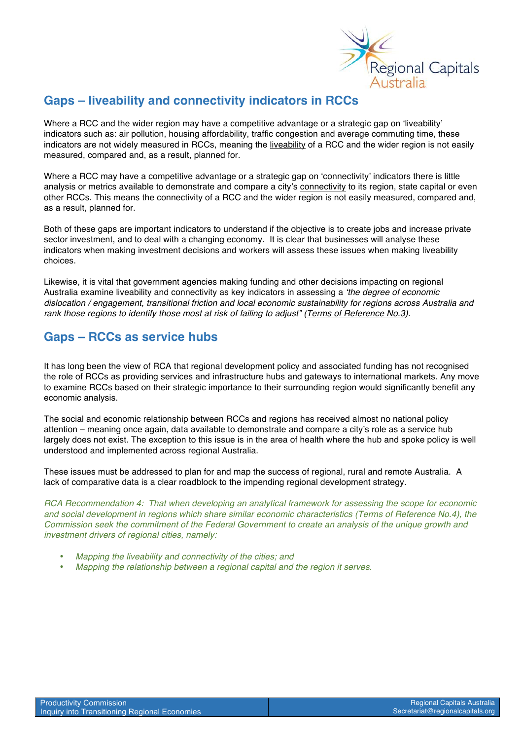## Gaps – liveability and connectivity indicators in RCCs

Where a RCC and the wider region may have a competitive advantage or a strategic gap on 'liveability' indicators such as: air pollution, housing affordability, traffic congestion and average commuting time, these indicators are not widely measured in RCCs, meaning the liveability of a RCC and the wider region is not easily measured, compared and, as a result, planned for.

Where a RCC may have a competitive advantage or a strategic gap on 'connectivity' indicators there is little analysis or metrics available to demonstrate and compare a city's connectivity to its region, state capital or even other RCCs. This means the connectivity of a RCC and the wider region is not easily measured, compared and, as a result, planned for.

Both of these gaps are important indicators to understand if the objective is to create jobs and increase private sector investment, and to deal with a changing economy. It is clear that businesses will analyse these indicators when making investment decisions and workers will assess these issues when making liveability choices.

Likewise, it is vital that government agencies making funding and other decisions impacting on regional Australia examine liveability and connectivity as key indicators in assessing a *'the degree of economic dislocation / engagement, transitional friction and local economic sustainability for regions across Australia and rank those regions to identify those most at risk of failing to adjust" (Terms of Reference No.3).*

## Gaps – RCCs as service hubs

It has long been the view of RCA that regional development policy and associated funding has not recognised the role of RCCs as providing services and infrastructure hubs and gateways to international markets. Any move to examine RCCs based on their strategic importance to their surrounding region would significantly benefit any economic analysis.

The social and economic relationship between RCCs and regions has received almost no national policy attention – meaning once again, data available to demonstrate and compare a city's role as a service hub largely does not exist. The exception to this issue is in the area of health where the hub and spoke policy is well understood and implemented across regional Australia.

These issues must be addressed to plan for and map the success of regional, rural and remote Australia. A lack of comparative data is a clear roadblock to the impending regional development strategy.

*RCA Recommendation 4: That when developing an analytical framework for assessing the scope for economic and social development in regions which share similar economic characteristics (Terms of Reference No.4), the Commission seek the commitment of the Federal Government to create an analysis of the unique growth and investment drivers of regional cities, namely:*

- *Mapping the liveability and connectivity of the cities; and*
- *Mapping the relationship between a regional capital and the region it serves.*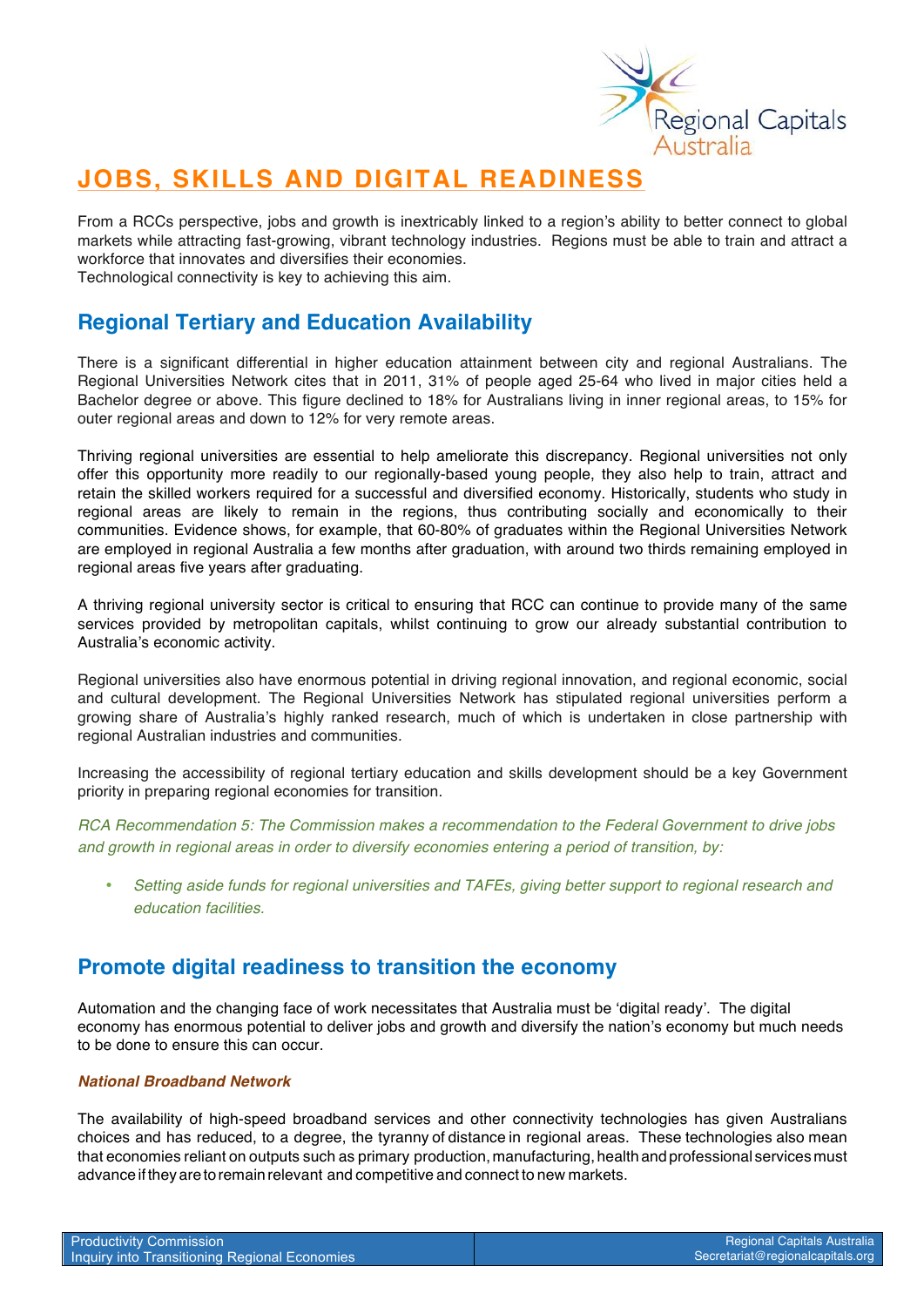# JOBS, SKILLS AND DIGITAL READINESS

From a RCCs perspective, jobs and growth is inextricably linked to a region's ability to better connect to global markets while attracting fast-growing, vibrant technology industries. Regions must be able to train and attract a workforce that innovates and diversifies their economies.
Technological connectivity is key to achieving this aim.

## Regional Tertiary and Education Availability

There is a significant differential in higher education attainment between city and regional Australians. The Regional Universities Network cites that in 2011, 31% of people aged 25-64 who lived in major cities held a Bachelor degree or above. This figure declined to 18% for Australians living in inner regional areas, to 15% for outer regional areas and down to 12% for very remote areas.

Thriving regional universities are essential to help ameliorate this discrepancy. Regional universities not only offer this opportunity more readily to our regionally-based young people, they also help to train, attract and retain the skilled workers required for a successful and diversified economy. Historically, students who study in regional areas are likely to remain in the regions, thus contributing socially and economically to their communities. Evidence shows, for example, that 60-80% of graduates within the Regional Universities Network are employed in regional Australia a few months after graduation, with around two thirds remaining employed in regional areas five years after graduating.

A thriving regional university sector is critical to ensuring that RCC can continue to provide many of the same services provided by metropolitan capitals, whilst continuing to grow our already substantial contribution to Australia's economic activity.

Regional universities also have enormous potential in driving regional innovation, and regional economic, social and cultural development. The Regional Universities Network has stipulated regional universities perform a growing share of Australia's highly ranked research, much of which is undertaken in close partnership with regional Australian industries and communities.

Increasing the accessibility of regional tertiary education and skills development should be a key Government priority in preparing regional economies for transition.

*RCA Recommendation 5: The Commission makes a recommendation to the Federal Government to drive jobs and growth in regional areas in order to diversify economies entering a period of transition, by:*

- *Setting aside funds for regional universities and TAFEs, giving better support to regional research and education facilities.*

## Promote digital readiness to transition the economy

Automation and the changing face of work necessitates that Australia must be 'digital ready'. The digital economy has enormous potential to deliver jobs and growth and diversify the nation's economy but much needs to be done to ensure this can occur.

### *National Broadband Network*

The availability of high-speed broadband services and other connectivity technologies has given Australians choices and has reduced, to a degree, the tyranny of distance in regional areas. These technologies also mean that economies reliant on outputs such as primary production, manufacturing, health and professional services must advance if they are to remain relevant and competitive and connect to new markets.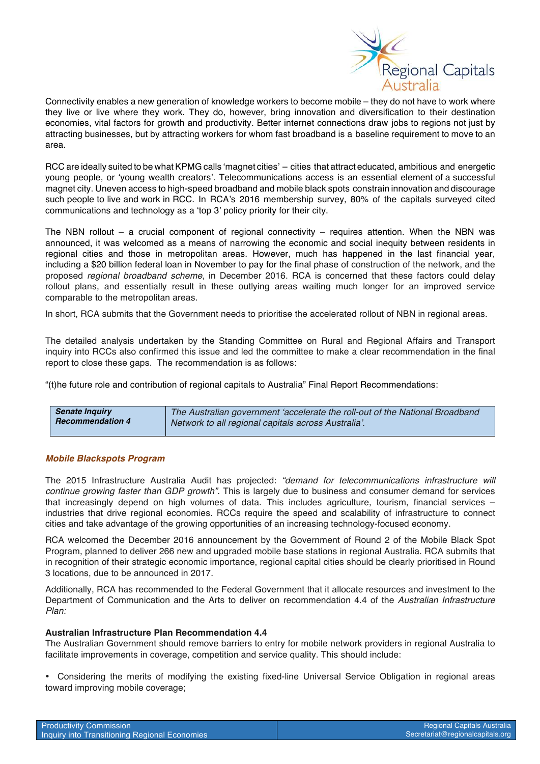Connectivity enables a new generation of knowledge workers to become mobile – they do not have to work where they live or live where they work. They do, however, bring innovation and diversification to their destination economies, vital factors for growth and productivity. Better internet connections draw jobs to regions not just by attracting businesses, but by attracting workers for whom fast broadband is a baseline requirement to move to an area.

RCC are ideally suited to be what KPMG calls 'magnet cities' – cities that attract educated, ambitious and energetic young people, or 'young wealth creators'. Telecommunications access is an essential element of a successful magnet city. Uneven access to high-speed broadband and mobile black spots constrain innovation and discourage such people to live and work in RCC. In RCA's 2016 membership survey, 80% of the capitals surveyed cited communications and technology as a 'top 3' policy priority for their city.

The NBN rollout – a crucial component of regional connectivity – requires attention. When the NBN was announced, it was welcomed as a means of narrowing the economic and social inequity between residents in regional cities and those in metropolitan areas. However, much has happened in the last financial year, including a $20 billion federal loan in November to pay for the final phase of construction of the network, and the proposed *regional broadband scheme*, in December 2016. RCA is concerned that these factors could delay rollout plans, and essentially result in these outlying areas waiting much longer for an improved service comparable to the metropolitan areas.

In short, RCA submits that the Government needs to prioritise the accelerated rollout of NBN in regional areas.

The detailed analysis undertaken by the Standing Committee on Rural and Regional Affairs and Transport inquiry into RCCs also confirmed this issue and led the committee to make a clear recommendation in the final report to close these gaps. The recommendation is as follows:

"(t)he future role and contribution of regional capitals to Australia" Final Report Recommendations:

| ***Senate Inquiry Recommendation 4*** | *The Australian government 'accelerate the roll-out of the National Broadband Network to all regional capitals across Australia'.* |
|---|---|

### *Mobile Blackspots Program*

The 2015 Infrastructure Australia Audit has projected: *"demand for telecommunications infrastructure will continue growing faster than GDP growth"*. This is largely due to business and consumer demand for services that increasingly depend on high volumes of data. This includes agriculture, tourism, financial services – industries that drive regional economies. RCCs require the speed and scalability of infrastructure to connect cities and take advantage of the growing opportunities of an increasing technology-focused economy.

RCA welcomed the December 2016 announcement by the Government of Round 2 of the Mobile Black Spot Program, planned to deliver 266 new and upgraded mobile base stations in regional Australia. RCA submits that in recognition of their strategic economic importance, regional capital cities should be clearly prioritised in Round 3 locations, due to be announced in 2017.

Additionally, RCA has recommended to the Federal Government that it allocate resources and investment to the Department of Communication and the Arts to deliver on recommendation 4.4 of the *Australian Infrastructure Plan:*

**Australian Infrastructure Plan Recommendation 4.4**
The Australian Government should remove barriers to entry for mobile network providers in regional Australia to facilitate improvements in coverage, competition and service quality. This should include:

- Considering the merits of modifying the existing fixed-line Universal Service Obligation in regional areas toward improving mobile coverage;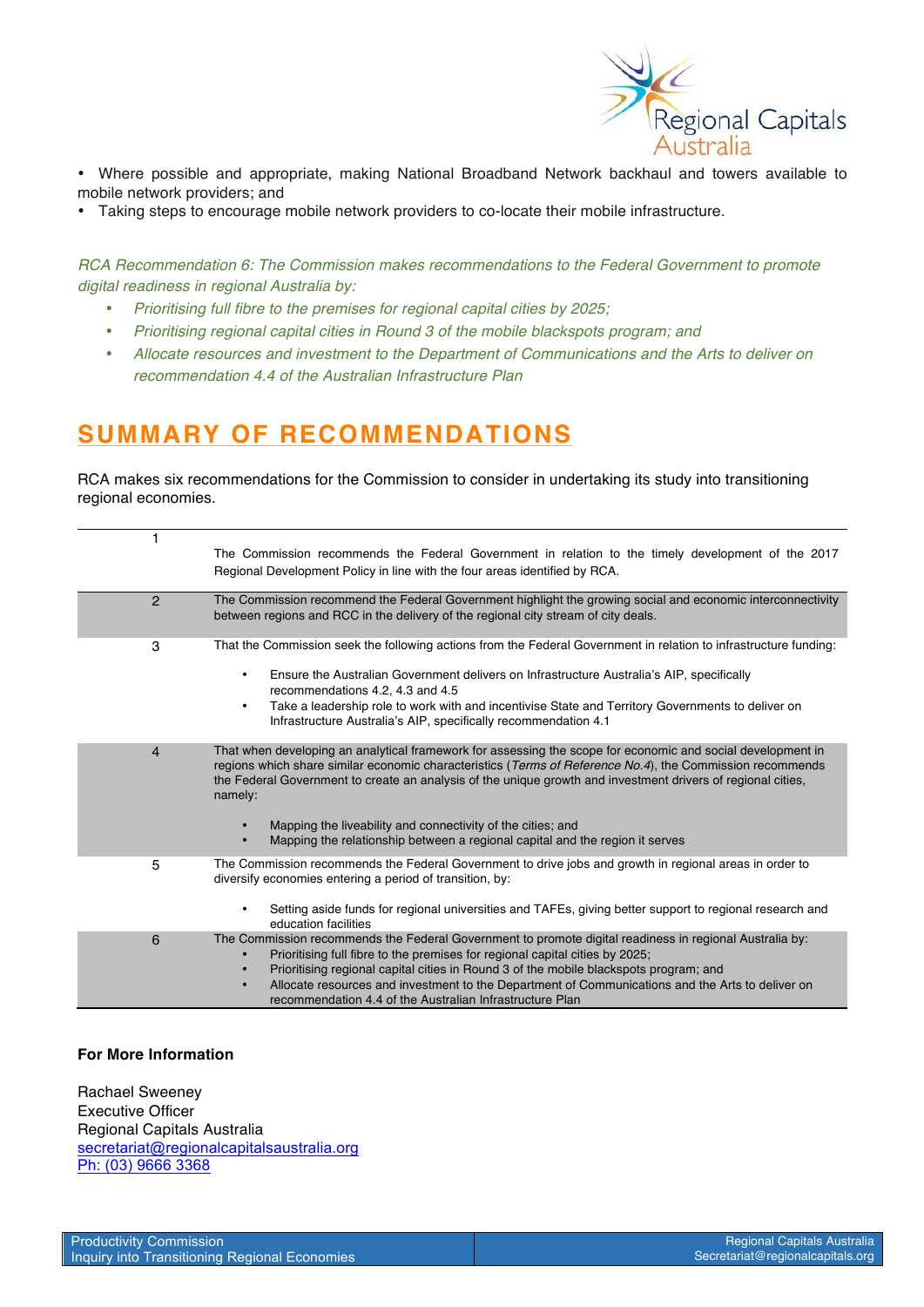- Where possible and appropriate, making National Broadband Network backhaul and towers available to mobile network providers; and
- Taking steps to encourage mobile network providers to co-locate their mobile infrastructure.

*RCA Recommendation 6: The Commission makes recommendations to the Federal Government to promote digital readiness in regional Australia by:*

- *Prioritising full fibre to the premises for regional capital cities by 2025;*
- *Prioritising regional capital cities in Round 3 of the mobile blackspots program; and*
- *Allocate resources and investment to the Department of Communications and the Arts to deliver on recommendation 4.4 of the Australian Infrastructure Plan*

# SUMMARY OF RECOMMENDATIONS

RCA makes six recommendations for the Commission to consider in undertaking its study into transitioning regional economies.

| | |
|---|---|
| 1 | The Commission recommends the Federal Government in relation to the timely development of the 2017 Regional Development Policy in line with the four areas identified by RCA. |
| 2 | The Commission recommend the Federal Government highlight the growing social and economic interconnectivity between regions and RCC in the delivery of the regional city stream of city deals. |
| 3 | That the Commission seek the following actions from the Federal Government in relation to infrastructure funding:<br>• Ensure the Australian Government delivers on Infrastructure Australia's AIP, specifically recommendations 4.2, 4.3 and 4.5<br>• Take a leadership role to work with and incentivise State and Territory Governments to deliver on Infrastructure Australia's AIP, specifically recommendation 4.1 |
| 4 | That when developing an analytical framework for assessing the scope for economic and social development in regions which share similar economic characteristics (*Terms of Reference No.4*), the Commission recommends the Federal Government to create an analysis of the unique growth and investment drivers of regional cities, namely:<br>• Mapping the liveability and connectivity of the cities; and<br>• Mapping the relationship between a regional capital and the region it serves |
| 5 | The Commission recommends the Federal Government to drive jobs and growth in regional areas in order to diversify economies entering a period of transition, by:<br>• Setting aside funds for regional universities and TAFEs, giving better support to regional research and education facilities |
| 6 | The Commission recommends the Federal Government to promote digital readiness in regional Australia by:<br>• Prioritising full fibre to the premises for regional capital cities by 2025;<br>• Prioritising regional capital cities in Round 3 of the mobile blackspots program; and<br>• Allocate resources and investment to the Department of Communications and the Arts to deliver on recommendation 4.4 of the Australian Infrastructure Plan |

**For More Information**

Rachael Sweeney
Executive Officer
Regional Capitals Australia
secretariat@regionalcapitalsaustralia.org
Ph: (03) 9666 3368